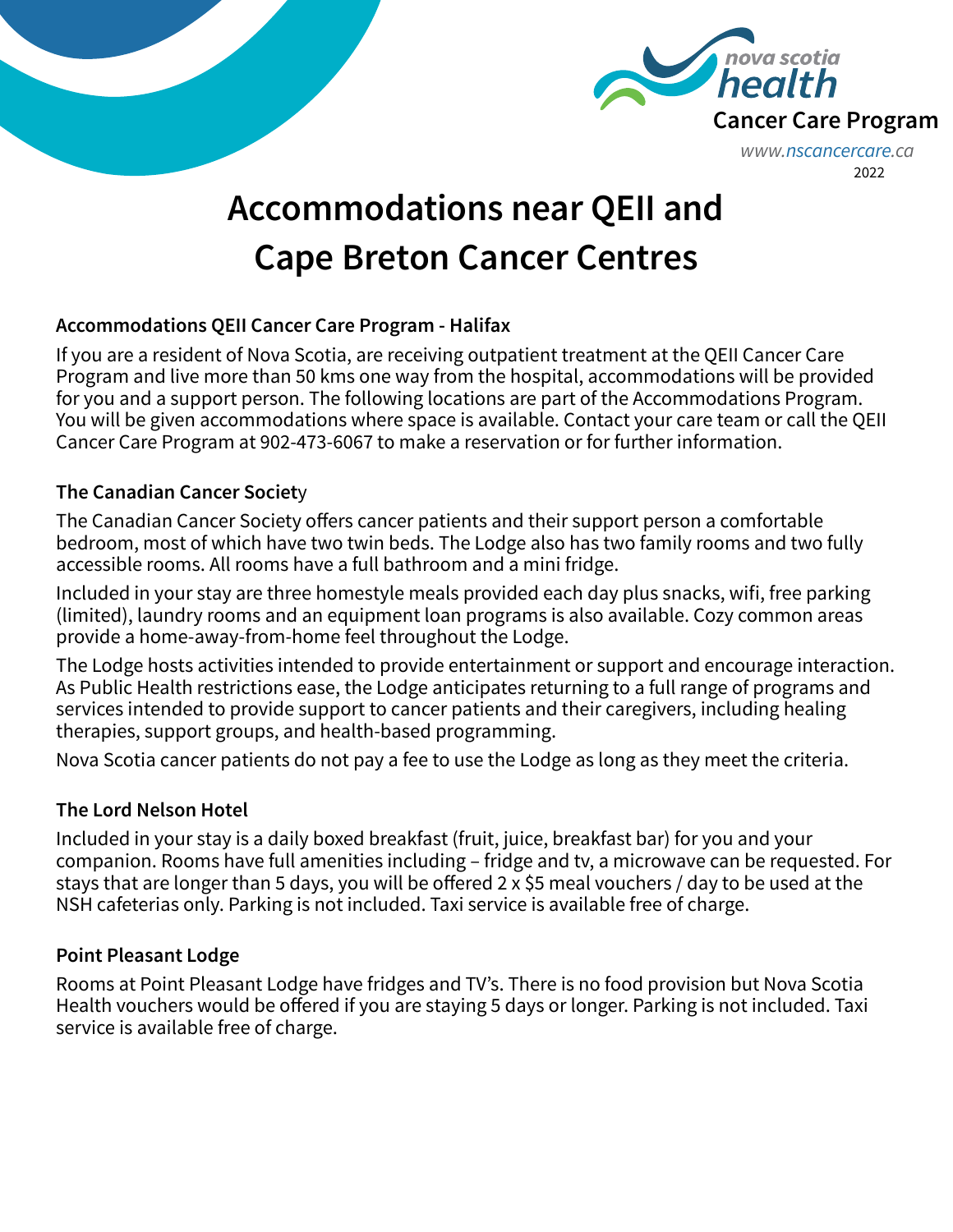Cancer Care Program

www.nscancercare.ca

2022

# Accommodations near QEII and Cape Breton Cancer Centres

### Accommodations QEII Cancer Care Program - Halifax

If you are a resident of Nova Scotia, are receiving outpatient treatment at the QEII Cancer Care Program and live more than 50 kms one way from the hospital, accommodations will be provided for you and a support person. The following locations are part of the Accommodations Program. You will be given accommodations where space is available. Contact your care team or call the QEII Cancer Care Program at 902-473-6067 to make a reservation or for further information.

### The Canadian Cancer Society

The Canadian Cancer Society offers cancer patients and their support person a comfortable bedroom, most of which have two twin beds. The Lodge also has two family rooms and two fully accessible rooms. All rooms have a full bathroom and a mini fridge.

Included in your stay are three homestyle meals provided each day plus snacks, wifi, free parking (limited), laundry rooms and an equipment loan programs is also available. Cozy common areas provide a home-away-from-home feel throughout the Lodge.

The Lodge hosts activities intended to provide entertainment or support and encourage interaction. As Public Health restrictions ease, the Lodge anticipates returning to a full range of programs and services intended to provide support to cancer patients and their caregivers, including healing therapies, support groups, and health-based programming.

Nova Scotia cancer patients do not pay a fee to use the Lodge as long as they meet the criteria.

### The Lord Nelson Hotel

Included in your stay is a daily boxed breakfast (fruit, juice, breakfast bar) for you and your companion. Rooms have full amenities including – fridge and tv, a microwave can be requested. For stays that are longer than 5 days, you will be offered 2 x $5 meal vouchers / day to be used at the NSH cafeterias only. Parking is not included. Taxi service is available free of charge.

### Point Pleasant Lodge

Rooms at Point Pleasant Lodge have fridges and TV's. There is no food provision but Nova Scotia Health vouchers would be offered if you are staying 5 days or longer. Parking is not included. Taxi service is available free of charge.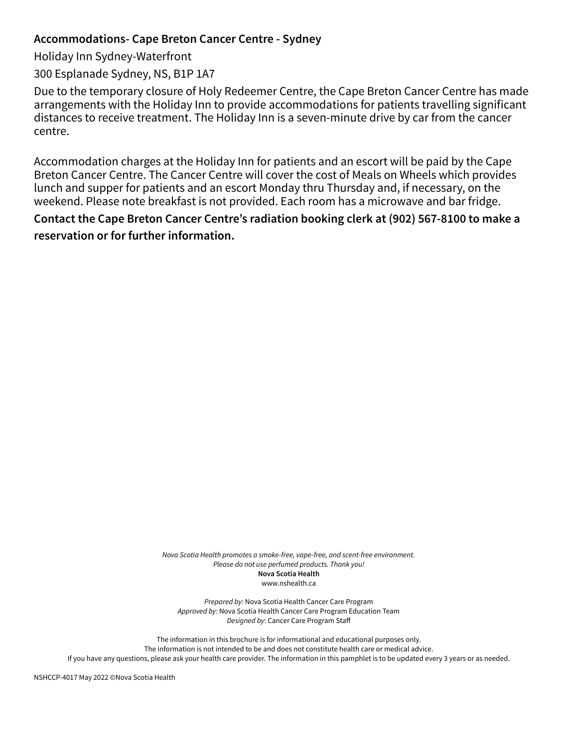## Accommodations- Cape Breton Cancer Centre - Sydney

Holiday Inn Sydney-Waterfront

300 Esplanade Sydney, NS, B1P 1A7

Due to the temporary closure of Holy Redeemer Centre, the Cape Breton Cancer Centre has made arrangements with the Holiday Inn to provide accommodations for patients travelling significant distances to receive treatment. The Holiday Inn is a seven-minute drive by car from the cancer centre.

Accommodation charges at the Holiday Inn for patients and an escort will be paid by the Cape Breton Cancer Centre. The Cancer Centre will cover the cost of Meals on Wheels which provides lunch and supper for patients and an escort Monday thru Thursday and, if necessary, on the weekend. Please note breakfast is not provided. Each room has a microwave and bar fridge.

**Contact the Cape Breton Cancer Centre's radiation booking clerk at (902) 567-8100 to make a reservation or for further information.**

*Nova Scotia Health promotes a smoke-free, vape-free, and scent-free environment.*
*Please do not use perfumed products. Thank you!*
**Nova Scotia Health**
www.nshealth.ca

*Prepared by:* Nova Scotia Health Cancer Care Program
*Approved by:* Nova Scotia Health Cancer Care Program Education Team
*Designed by*: Cancer Care Program Staff

The information in this brochure is for informational and educational purposes only.
The information is not intended to be and does not constitute health care or medical advice.
If you have any questions, please ask your health care provider. The information in this pamphlet is to be updated every 3 years or as needed.

NSHCCP-4017 May 2022 ©Nova Scotia Health